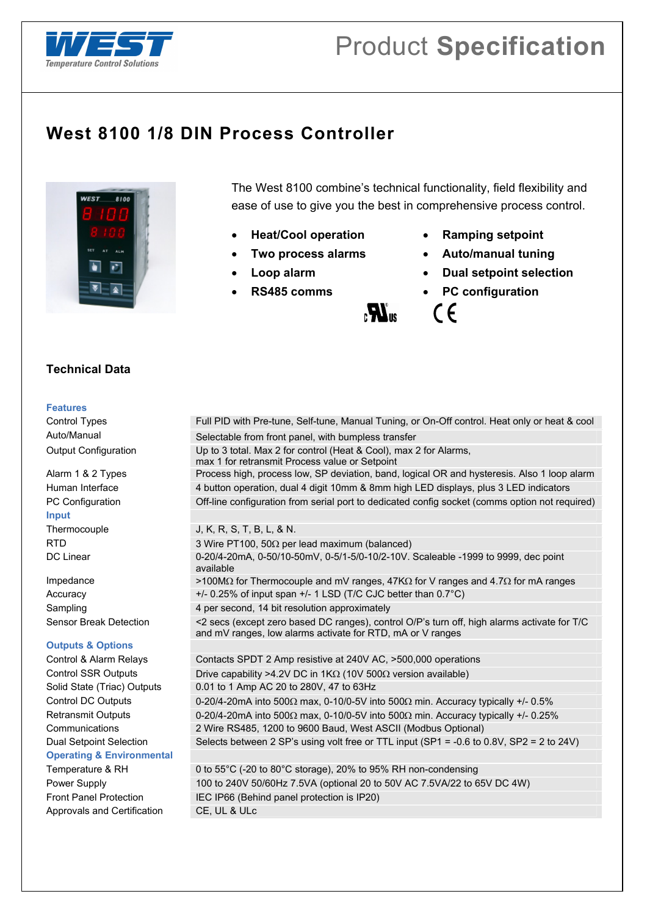# West 8100 1/8 DIN Process Controller

The West 8100 combine's technical functionality, field flexibility and ease of use to give you the best in comprehensive process control.

- **Heat/Cool operation**
- **Two process alarms**
- **Loop alarm**
- **RS485 comms**
- **Ramping setpoint**
- **Auto/manual tuning**
- **Dual setpoint selection**
- **PC configuration**

## Technical Data

| | |
|---|---|
| **Features** | |
| Control Types | Full PID with Pre-tune, Self-tune, Manual Tuning, or On-Off control. Heat only or heat & cool |
| Auto/Manual | Selectable from front panel, with bumpless transfer |
| Output Configuration | Up to 3 total. Max 2 for control (Heat & Cool), max 2 for Alarms, max 1 for retransmit Process value or Setpoint |
| Alarm 1 & 2 Types | Process high, process low, SP deviation, band, logical OR and hysteresis. Also 1 loop alarm |
| Human Interface | 4 button operation, dual 4 digit 10mm & 8mm high LED displays, plus 3 LED indicators |
| PC Configuration | Off-line configuration from serial port to dedicated config socket (comms option not required) |
| **Input** | |
| Thermocouple | J, K, R, S, T, B, L, & N. |
| RTD | 3 Wire PT100, 50Ω per lead maximum (balanced) |
| DC Linear | 0-20/4-20mA, 0-50/10-50mV, 0-5/1-5/0-10/2-10V. Scaleable -1999 to 9999, dec point available |
| Impedance | >100MΩ for Thermocouple and mV ranges, 47KΩ for V ranges and 4.7Ω for mA ranges |
| Accuracy | +/- 0.25% of input span +/- 1 LSD (T/C CJC better than 0.7°C) |
| Sampling | 4 per second, 14 bit resolution approximately |
| Sensor Break Detection | <2 secs (except zero based DC ranges), control O/P's turn off, high alarms activate for T/C and mV ranges, low alarms activate for RTD, mA or V ranges |
| **Outputs & Options** | |
| Control & Alarm Relays | Contacts SPDT 2 Amp resistive at 240V AC, >500,000 operations |
| Control SSR Outputs | Drive capability >4.2V DC in 1KΩ (10V 500Ω version available) |
| Solid State (Triac) Outputs | 0.01 to 1 Amp AC 20 to 280V, 47 to 63Hz |
| Control DC Outputs | 0-20/4-20mA into 500Ω max, 0-10/0-5V into 500Ω min. Accuracy typically +/- 0.5% |
| Retransmit Outputs | 0-20/4-20mA into 500Ω max, 0-10/0-5V into 500Ω min. Accuracy typically +/- 0.25% |
| Communications | 2 Wire RS485, 1200 to 9600 Baud, West ASCII (Modbus Optional) |
| Dual Setpoint Selection | Selects between 2 SP's using volt free or TTL input (SP1 = -0.6 to 0.8V, SP2 = 2 to 24V) |
| **Operating & Environmental** | |
| Temperature & RH | 0 to 55°C (-20 to 80°C storage), 20% to 95% RH non-condensing |
| Power Supply | 100 to 240V 50/60Hz 7.5VA (optional 20 to 50V AC 7.5VA/22 to 65V DC 4W) |
| Front Panel Protection | IEC IP66 (Behind panel protection is IP20) |
| Approvals and Certification | CE, UL & ULc |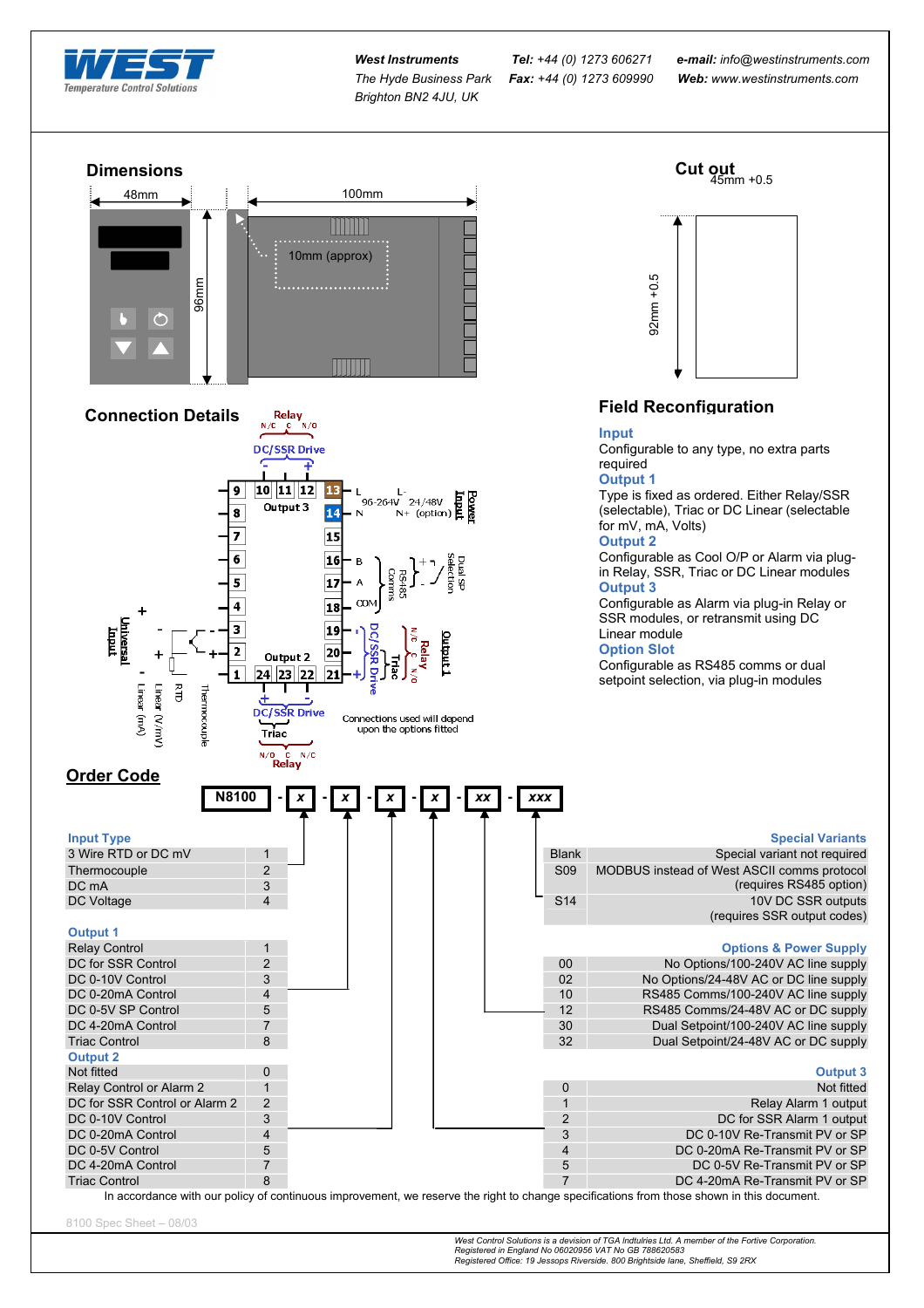**West Instruments**
The Hyde Business Park
Brighton BN2 4JU, UK

**Tel:** +44 (0) 1273 606271
**Fax:** +44 (0) 1273 609990

**e-mail:** info@westinstruments.com
**Web:** www.westinstruments.com

## Dimensions

48mm
100mm
96mm
10mm (approx)

## Cut out

45mm +0.5
92mm +0.5

## Connection Details

Relay
N/C C N/O
DC/SSR Drive
Output 3
L N
96-264V
L- N+
24/48V (option)
Power Input
B A COM
RS485 Comms
Dual SP Selection
Output 2
DC/SSR Drive
Triac
Relay N/C C N/O
Output 1
Universal Input
Linear (mA)
Linear (V/mV)
RTD
Thermocouple
DC/SSR Drive
Triac
N/O C N/C
Relay

Connections used will depend upon the options fitted

## Field Reconfiguration

**Input**
Configurable to any type, no extra parts required

**Output 1**
Type is fixed as ordered. Either Relay/SSR (selectable), Triac or DC Linear (selectable for mV, mA, Volts)

**Output 2**
Configurable as Cool O/P or Alarm via plug-in Relay, SSR, Triac or DC Linear modules

**Output 3**
Configurable as Alarm via plug-in Relay or SSR modules, or retransmit using DC Linear module

**Option Slot**
Configurable as RS485 comms or dual setpoint selection, via plug-in modules

## Order Code

N8100 - x - x - x - x - xx - xxx

**Input Type**

| | |
|---|---|
| 3 Wire RTD or DC mV | 1 |
| Thermocouple | 2 |
| DC mA | 3 |
| DC Voltage | 4 |

**Output 1**

| | |
|---|---|
| Relay Control | 1 |
| DC for SSR Control | 2 |
| DC 0-10V Control | 3 |
| DC 0-20mA Control | 4 |
| DC 0-5V SP Control | 5 |
| DC 4-20mA Control | 7 |
| Triac Control | 8 |

**Output 2**

| | |
|---|---|
| Not fitted | 0 |
| Relay Control or Alarm 2 | 1 |
| DC for SSR Control or Alarm 2 | 2 |
| DC 0-10V Control | 3 |
| DC 0-20mA Control | 4 |
| DC 0-5V Control | 5 |
| DC 4-20mA Control | 7 |
| Triac Control | 8 |

**Special Variants**

| | |
|---|---|
| Blank | Special variant not required |
| S09 | MODBUS instead of West ASCII comms protocol (requires RS485 option) |
| S14 | 10V DC SSR outputs (requires SSR output codes) |

**Options & Power Supply**

| | |
|---|---|
| 00 | No Options/100-240V AC line supply |
| 02 | No Options/24-48V AC or DC line supply |
| 10 | RS485 Comms/100-240V AC line supply |
| 12 | RS485 Comms/24-48V AC or DC supply |
| 30 | Dual Setpoint/100-240V AC line supply |
| 32 | Dual Setpoint/24-48V AC or DC supply |

**Output 3**

| | |
|---|---|
| 0 | Not fitted |
| 1 | Relay Alarm 1 output |
| 2 | DC for SSR Alarm 1 output |
| 3 | DC 0-10V Re-Transmit PV or SP |
| 4 | DC 0-20mA Re-Transmit PV or SP |
| 5 | DC 0-5V Re-Transmit PV or SP |
| 7 | DC 4-20mA Re-Transmit PV or SP |

In accordance with our policy of continuous improvement, we reserve the right to change specifications from those shown in this document.

8100 Spec Sheet – 08/03

*West Control Solutions is a division of TGA Indtulries Ltd. A member of the Fortive Corporation.*
*Registered in England No 06020956 VAT No GB 788620583*
*Registered Office: 19 Jessops Riverside. 800 Brightside lane, Sheffield, S9 2RX*